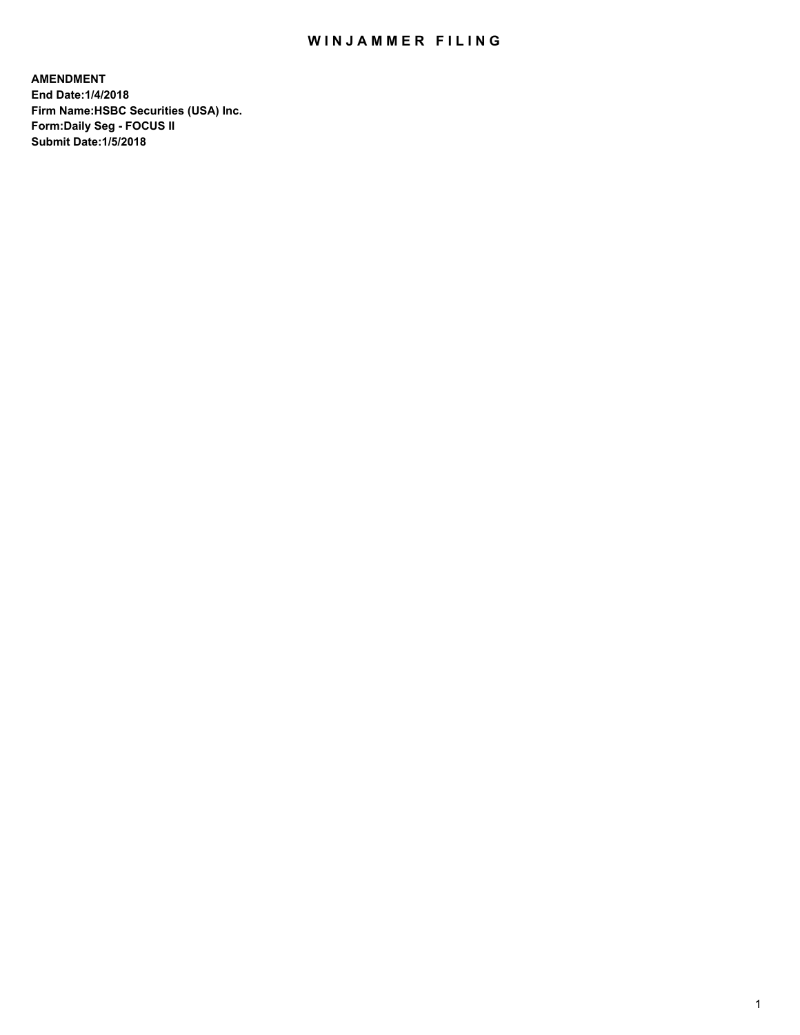# WINJAMMER FILING

**AMENDMENT**
**End Date:1/4/2018**
**Firm Name:HSBC Securities (USA) Inc.**
**Form:Daily Seg - FOCUS II**
**Submit Date:1/5/2018**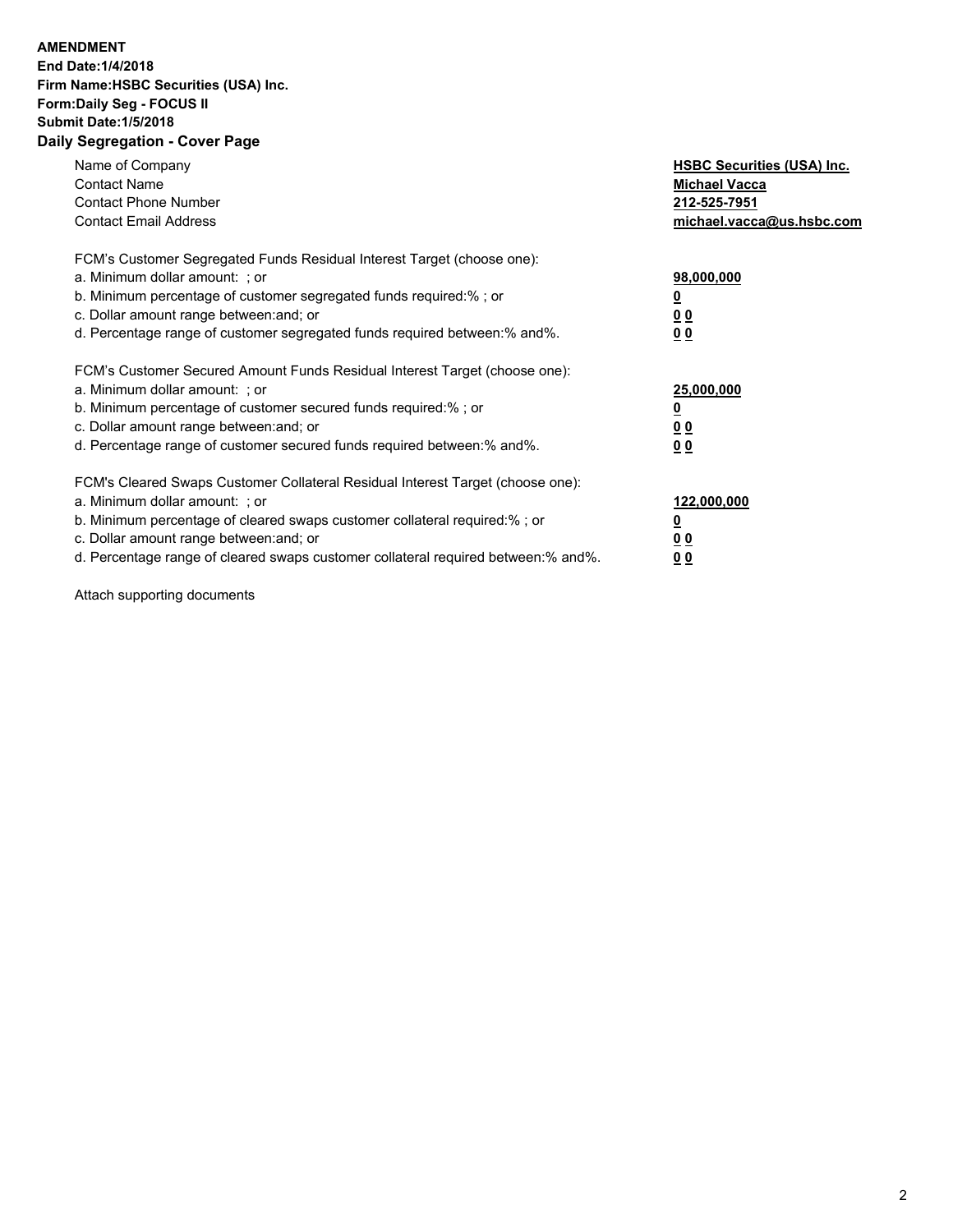**AMENDMENT**
**End Date:1/4/2018**
**Firm Name:HSBC Securities (USA) Inc.**
**Form:Daily Seg - FOCUS II**
**Submit Date:1/5/2018**

## Daily Segregation - Cover Page

| | |
|---|---|
| Name of Company | **HSBC Securities (USA) Inc.** |
| Contact Name | **Michael Vacca** |
| Contact Phone Number | **212-525-7951** |
| Contact Email Address | **michael.vacca@us.hsbc.com** |

FCM's Customer Segregated Funds Residual Interest Target (choose one):

| | |
|---|---|
| a. Minimum dollar amount: ; or | **98,000,000** |
| b. Minimum percentage of customer segregated funds required:% ; or | **0** |
| c. Dollar amount range between:and; or | **0 0** |
| d. Percentage range of customer segregated funds required between:% and%. | **0 0** |

FCM's Customer Secured Amount Funds Residual Interest Target (choose one):

| | |
|---|---|
| a. Minimum dollar amount: ; or | **25,000,000** |
| b. Minimum percentage of customer secured funds required:% ; or | **0** |
| c. Dollar amount range between:and; or | **0 0** |
| d. Percentage range of customer secured funds required between:% and%. | **0 0** |

FCM's Cleared Swaps Customer Collateral Residual Interest Target (choose one):

| | |
|---|---|
| a. Minimum dollar amount: ; or | **122,000,000** |
| b. Minimum percentage of cleared swaps customer collateral required:% ; or | **0** |
| c. Dollar amount range between:and; or | **0 0** |
| d. Percentage range of cleared swaps customer collateral required between:% and%. | **0 0** |

Attach supporting documents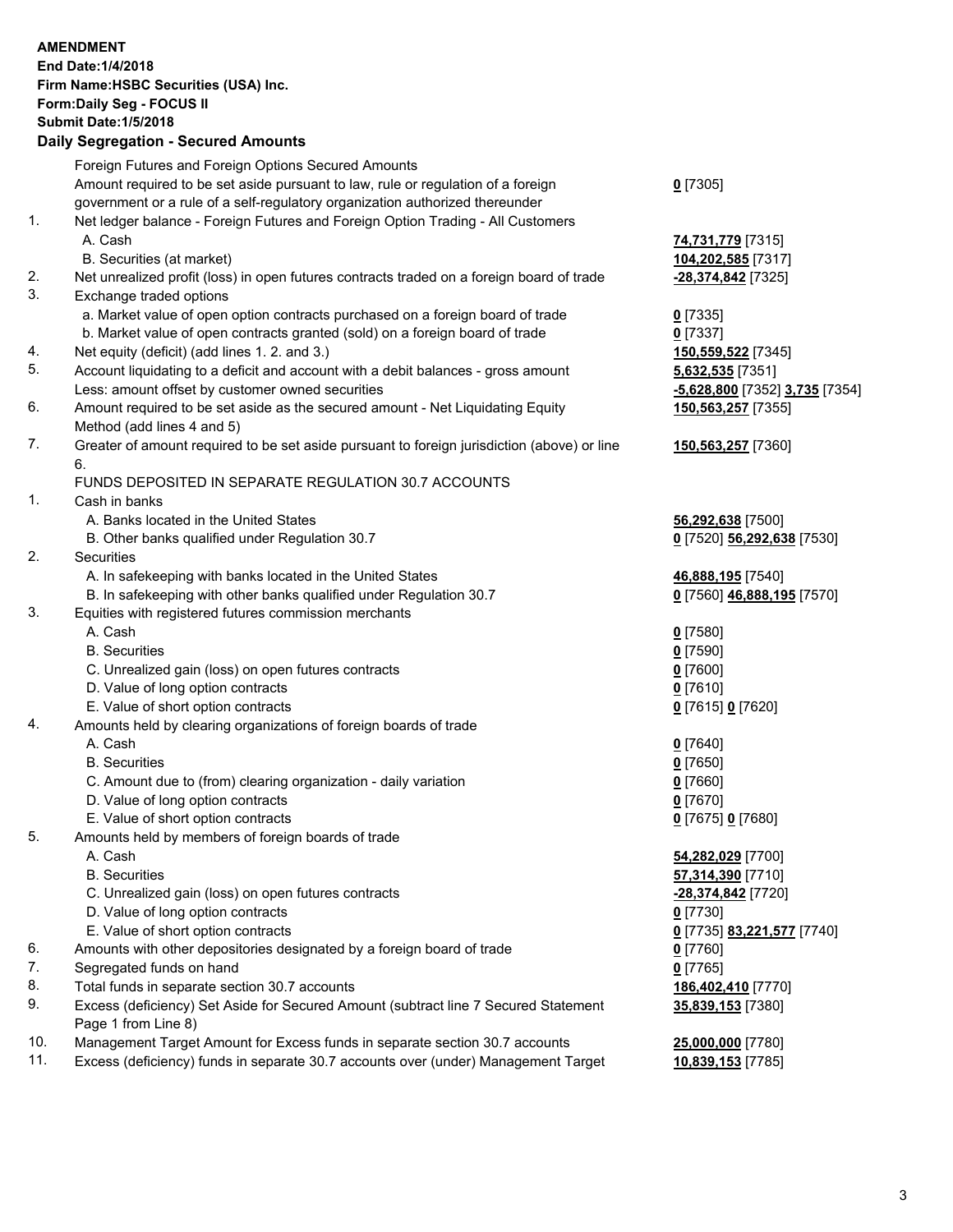**AMENDMENT**
**End Date:1/4/2018**
**Firm Name:HSBC Securities (USA) Inc.**
**Form:Daily Seg - FOCUS II**
**Submit Date:1/5/2018**

## Daily Segregation - Secured Amounts

| | | |
|---|---|---|
| | Foreign Futures and Foreign Options Secured Amounts | |
| | Amount required to be set aside pursuant to law, rule or regulation of a foreign government or a rule of a self-regulatory organization authorized thereunder | **0** [7305] |
| 1. | Net ledger balance - Foreign Futures and Foreign Option Trading - All Customers | |
| | A. Cash | **74,731,779** [7315] |
| | B. Securities (at market) | **104,202,585** [7317] |
| 2. | Net unrealized profit (loss) in open futures contracts traded on a foreign board of trade | **-28,374,842** [7325] |
| 3. | Exchange traded options | |
| | a. Market value of open option contracts purchased on a foreign board of trade | **0** [7335] |
| | b. Market value of open contracts granted (sold) on a foreign board of trade | **0** [7337] |
| 4. | Net equity (deficit) (add lines 1. 2. and 3.) | **150,559,522** [7345] |
| 5. | Account liquidating to a deficit and account with a debit balances - gross amount | **5,632,535** [7351] |
| | Less: amount offset by customer owned securities | **-5,628,800** [7352] **3,735** [7354] |
| 6. | Amount required to be set aside as the secured amount - Net Liquidating Equity Method (add lines 4 and 5) | **150,563,257** [7355] |
| 7. | Greater of amount required to be set aside pursuant to foreign jurisdiction (above) or line 6. | **150,563,257** [7360] |
| | FUNDS DEPOSITED IN SEPARATE REGULATION 30.7 ACCOUNTS | |
| 1. | Cash in banks | |
| | A. Banks located in the United States | **56,292,638** [7500] |
| | B. Other banks qualified under Regulation 30.7 | **0** [7520] **56,292,638** [7530] |
| 2. | Securities | |
| | A. In safekeeping with banks located in the United States | **46,888,195** [7540] |
| | B. In safekeeping with other banks qualified under Regulation 30.7 | **0** [7560] **46,888,195** [7570] |
| 3. | Equities with registered futures commission merchants | |
| | A. Cash | **0** [7580] |
| | B. Securities | **0** [7590] |
| | C. Unrealized gain (loss) on open futures contracts | **0** [7600] |
| | D. Value of long option contracts | **0** [7610] |
| | E. Value of short option contracts | **0** [7615] **0** [7620] |
| 4. | Amounts held by clearing organizations of foreign boards of trade | |
| | A. Cash | **0** [7640] |
| | B. Securities | **0** [7650] |
| | C. Amount due to (from) clearing organization - daily variation | **0** [7660] |
| | D. Value of long option contracts | **0** [7670] |
| | E. Value of short option contracts | **0** [7675] **0** [7680] |
| 5. | Amounts held by members of foreign boards of trade | |
| | A. Cash | **54,282,029** [7700] |
| | B. Securities | **57,314,390** [7710] |
| | C. Unrealized gain (loss) on open futures contracts | **-28,374,842** [7720] |
| | D. Value of long option contracts | **0** [7730] |
| | E. Value of short option contracts | **0** [7735] **83,221,577** [7740] |
| 6. | Amounts with other depositories designated by a foreign board of trade | **0** [7760] |
| 7. | Segregated funds on hand | **0** [7765] |
| 8. | Total funds in separate section 30.7 accounts | **186,402,410** [7770] |
| 9. | Excess (deficiency) Set Aside for Secured Amount (subtract line 7 Secured Statement Page 1 from Line 8) | **35,839,153** [7380] |
| 10. | Management Target Amount for Excess funds in separate section 30.7 accounts | **25,000,000** [7780] |
| 11. | Excess (deficiency) funds in separate 30.7 accounts over (under) Management Target | **10,839,153** [7785] |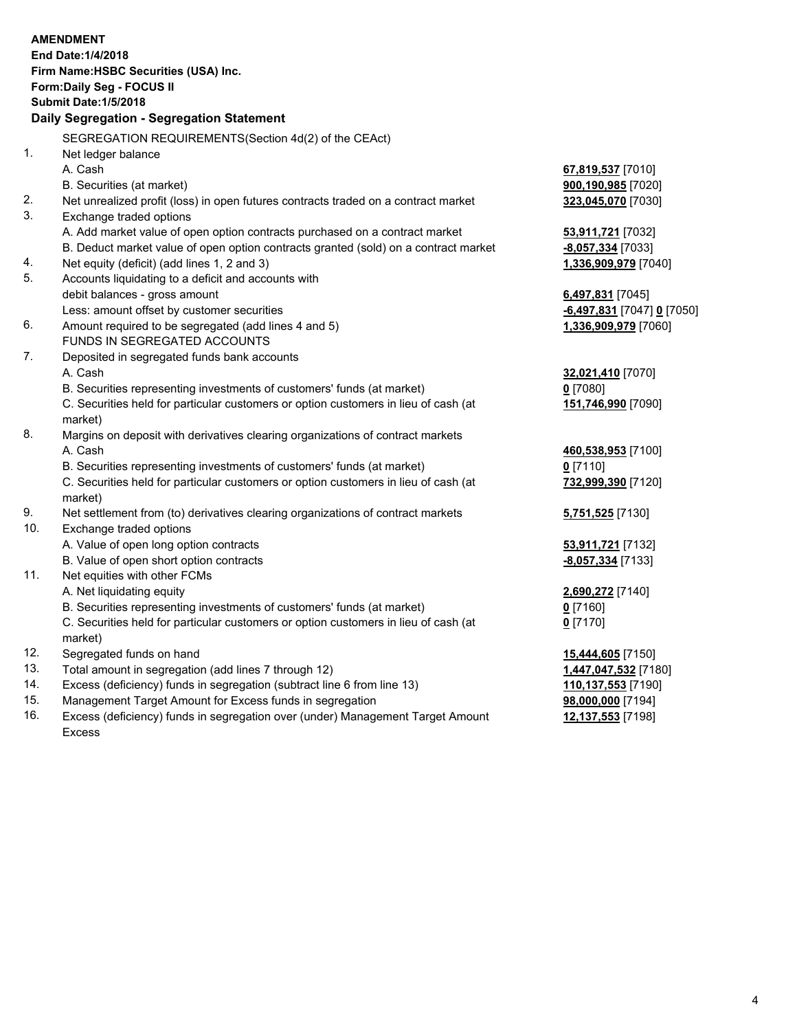**AMENDMENT**
**End Date:1/4/2018**
**Firm Name:HSBC Securities (USA) Inc.**
**Form:Daily Seg - FOCUS II**
**Submit Date:1/5/2018**

## Daily Segregation - Segregation Statement

SEGREGATION REQUIREMENTS(Section 4d(2) of the CEAct)

| | | |
|---|---|---|
| 1. | Net ledger balance | |
| | A. Cash | **67,819,537** [7010] |
| | B. Securities (at market) | **900,190,985** [7020] |
| 2. | Net unrealized profit (loss) in open futures contracts traded on a contract market | **323,045,070** [7030] |
| 3. | Exchange traded options | |
| | A. Add market value of open option contracts purchased on a contract market | **53,911,721** [7032] |
| | B. Deduct market value of open option contracts granted (sold) on a contract market | **-8,057,334** [7033] |
| 4. | Net equity (deficit) (add lines 1, 2 and 3) | **1,336,909,979** [7040] |
| 5. | Accounts liquidating to a deficit and accounts with | |
| | debit balances - gross amount | **6,497,831** [7045] |
| | Less: amount offset by customer securities | **-6,497,831** [7047] **0** [7050] |
| 6. | Amount required to be segregated (add lines 4 and 5) | **1,336,909,979** [7060] |
| | FUNDS IN SEGREGATED ACCOUNTS | |
| 7. | Deposited in segregated funds bank accounts | |
| | A. Cash | **32,021,410** [7070] |
| | B. Securities representing investments of customers' funds (at market) | **0** [7080] |
| | C. Securities held for particular customers or option customers in lieu of cash (at market) | **151,746,990** [7090] |
| 8. | Margins on deposit with derivatives clearing organizations of contract markets | |
| | A. Cash | **460,538,953** [7100] |
| | B. Securities representing investments of customers' funds (at market) | **0** [7110] |
| | C. Securities held for particular customers or option customers in lieu of cash (at market) | **732,999,390** [7120] |
| 9. | Net settlement from (to) derivatives clearing organizations of contract markets | **5,751,525** [7130] |
| 10. | Exchange traded options | |
| | A. Value of open long option contracts | **53,911,721** [7132] |
| | B. Value of open short option contracts | **-8,057,334** [7133] |
| 11. | Net equities with other FCMs | |
| | A. Net liquidating equity | **2,690,272** [7140] |
| | B. Securities representing investments of customers' funds (at market) | **0** [7160] |
| | C. Securities held for particular customers or option customers in lieu of cash (at market) | **0** [7170] |
| 12. | Segregated funds on hand | **15,444,605** [7150] |
| 13. | Total amount in segregation (add lines 7 through 12) | **1,447,047,532** [7180] |
| 14. | Excess (deficiency) funds in segregation (subtract line 6 from line 13) | **110,137,553** [7190] |
| 15. | Management Target Amount for Excess funds in segregation | **98,000,000** [7194] |
| 16. | Excess (deficiency) funds in segregation over (under) Management Target Amount Excess | **12,137,553** [7198] |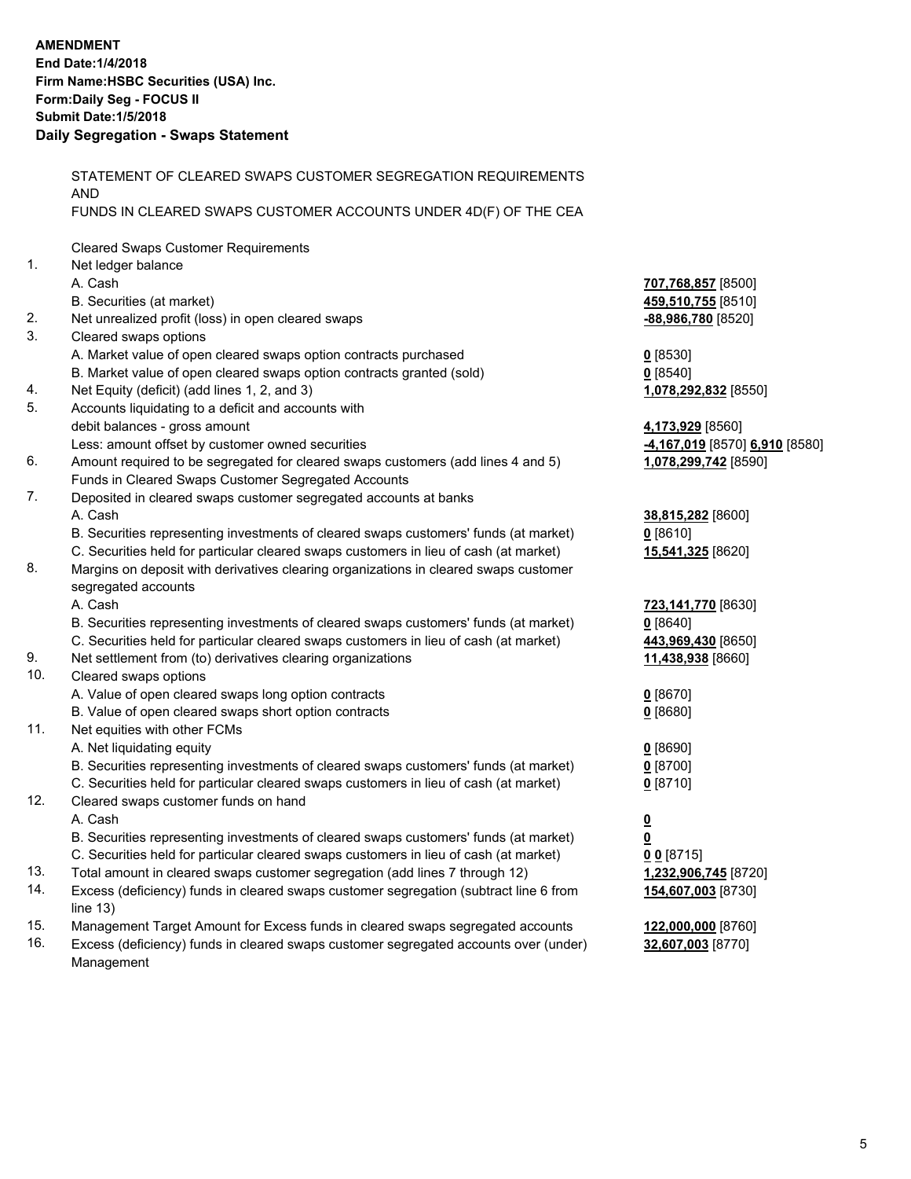**AMENDMENT**
**End Date:1/4/2018**
**Firm Name:HSBC Securities (USA) Inc.**
**Form:Daily Seg - FOCUS II**
**Submit Date:1/5/2018**
**Daily Segregation - Swaps Statement**

STATEMENT OF CLEARED SWAPS CUSTOMER SEGREGATION REQUIREMENTS AND FUNDS IN CLEARED SWAPS CUSTOMER ACCOUNTS UNDER 4D(F) OF THE CEA

| | | |
|---|---|---|
| | Cleared Swaps Customer Requirements | |
| 1. | Net ledger balance | |
| | A. Cash | **707,768,857** [8500] |
| | B. Securities (at market) | **459,510,755** [8510] |
| 2. | Net unrealized profit (loss) in open cleared swaps | **-88,986,780** [8520] |
| 3. | Cleared swaps options | |
| | A. Market value of open cleared swaps option contracts purchased | **0** [8530] |
| | B. Market value of open cleared swaps option contracts granted (sold) | **0** [8540] |
| 4. | Net Equity (deficit) (add lines 1, 2, and 3) | **1,078,292,832** [8550] |
| 5. | Accounts liquidating to a deficit and accounts with debit balances - gross amount | **4,173,929** [8560] |
| | Less: amount offset by customer owned securities | **-4,167,019** [8570] **6,910** [8580] |
| 6. | Amount required to be segregated for cleared swaps customers (add lines 4 and 5) | **1,078,299,742** [8590] |
| | Funds in Cleared Swaps Customer Segregated Accounts | |
| 7. | Deposited in cleared swaps customer segregated accounts at banks | |
| | A. Cash | **38,815,282** [8600] |
| | B. Securities representing investments of cleared swaps customers' funds (at market) | **0** [8610] |
| | C. Securities held for particular cleared swaps customers in lieu of cash (at market) | **15,541,325** [8620] |
| 8. | Margins on deposit with derivatives clearing organizations in cleared swaps customer segregated accounts | |
| | A. Cash | **723,141,770** [8630] |
| | B. Securities representing investments of cleared swaps customers' funds (at market) | **0** [8640] |
| | C. Securities held for particular cleared swaps customers in lieu of cash (at market) | **443,969,430** [8650] |
| 9. | Net settlement from (to) derivatives clearing organizations | **11,438,938** [8660] |
| 10. | Cleared swaps options | |
| | A. Value of open cleared swaps long option contracts | **0** [8670] |
| | B. Value of open cleared swaps short option contracts | **0** [8680] |
| 11. | Net equities with other FCMs | |
| | A. Net liquidating equity | **0** [8690] |
| | B. Securities representing investments of cleared swaps customers' funds (at market) | **0** [8700] |
| | C. Securities held for particular cleared swaps customers in lieu of cash (at market) | **0** [8710] |
| 12. | Cleared swaps customer funds on hand | |
| | A. Cash | **0** |
| | B. Securities representing investments of cleared swaps customers' funds (at market) | **0** |
| | C. Securities held for particular cleared swaps customers in lieu of cash (at market) | **0** **0** [8715] |
| 13. | Total amount in cleared swaps customer segregation (add lines 7 through 12) | **1,232,906,745** [8720] |
| 14. | Excess (deficiency) funds in cleared swaps customer segregation (subtract line 6 from line 13) | **154,607,003** [8730] |
| 15. | Management Target Amount for Excess funds in cleared swaps segregated accounts | **122,000,000** [8760] |
| 16. | Excess (deficiency) funds in cleared swaps customer segregated accounts over (under) Management | **32,607,003** [8770] |